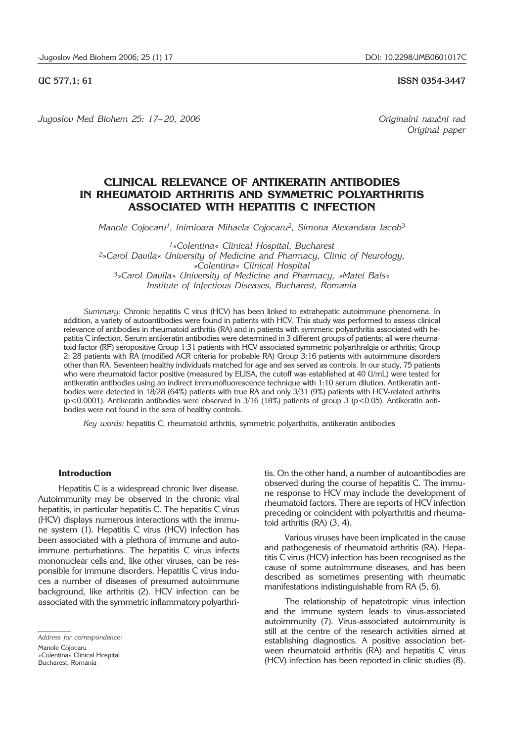UC 577,1; 61 ISSN 0354-3447

*Originalni naučni rad*
*Original paper*

# CLINICAL RELEVANCE OF ANTIKERATIN ANTIBODIES IN RHEUMATOID ARTHRITIS AND SYMMETRIC POLYARTHRITIS ASSOCIATED WITH HEPATITIS C INFECTION

*Manole Cojocaru[1], Inimioara Mihaela Cojocaru[2], Simona Alexandara Iacob[3]*

*[1]»Colentina« Clinical Hospital, Bucharest*
*[2]»Carol Davila« University of Medicine and Pharmacy, Clinic of Neurology, »Colentina« Clinical Hospital*
*[3]»Carol Davila« University of Medicine and Pharmacy, »Matei Bals« Institute of Infectious Diseases, Bucharest, Romania*

*Summary:* Chronic hepatitis C virus (HCV) has been linked to extrahepatic autoimmune phenomena. In addition, a variety of autoantibodies were found in patients with HCV. This study was performed to assess clinical relevance of antibodies in rheumatoid arthritis (RA) and in patients with symmeric polyarthritis associated with hepatitis C infection. Serum antikeratin antibodies were determined in 3 different groups of patients; all were rheumatoid factor (RF) seropositive Group 1:31 patients with HCV associated symmetric polyarthralgia or arthritis; Group 2: 28 patients with RA (modified ACR criteria for probable RA) Group 3:16 patients with autoimmune disorders other than RA. Seventeen healthy individuals matched for age and sex served as controls. In our study, 75 patients who were rheumatoid factor positive (measured by ELISA, the cutoff was established at 40 U/mL) were tested for antikeratin antibodies using an indirect immunofluorescence technique with 1:10 serum dilution. Antikeratin antibodies were detected in 18/28 (64%) patients with true RA and only 3/31 (9%) patients with HCV-related arthritis ($p<0.0001$). Antikeratin antibodies were observed in 3/16 (18%) patients of group 3 ($p<0.05$). Antikeratin antibodies were not found in the sera of healthy controls.

*Key words:* hepatitis C, rheumatoid arthritis, symmetric polyarthritis, antikeratin antibodies

## Introduction

Hepatitis C is a widespread chronic liver disease. Autoimmunity may be observed in the chronic viral hepatitis, in particular hepatitis C. The hepatitis C virus (HCV) displays numerous interactions with the immune system (1). Hepatitis C virus (HCV) infection has been associated with a plethora of immune and autoimmune perturbations. The hepatitis C virus infects mononuclear cells and, like other viruses, can be responsible for immune disorders. Hepatitis C virus induces a number of diseases of presumed autoimmune background, like arthritis (2). HCV infection can be associated with the symmetric inflammatory polyarthritis. On the other hand, a number of autoantibodies are observed during the course of hepatitis C. The immune response to HCV may include the development of rheumatoid factors. There are reports of HCV infection preceding or coincident with polyarthritis and rheumatoid arthritis (RA) (3, 4).

Various viruses have been implicated in the cause and pathogenesis of rheumatoid arthritis (RA). Hepatitis C virus (HCV) infection has been recognised as the cause of some autoimmune diseases, and has been described as sometimes presenting with rheumatic manifestations indistinguishable from RA (5, 6).

The relationship of hepatotropic virus infection and the immune system leads to virus-associated autoimmunity (7). Virus-associated autoimmunity is still at the centre of the research activities aimed at establishing diagnostics. A positive association between rheumatoid arthritis (RA) and hepatitis C virus (HCV) infection has been reported in clinic studies (8).

*Address for correspondence:*
Manole Cojocaru
»Colentina« Clinical Hospital
Bucharest, Romania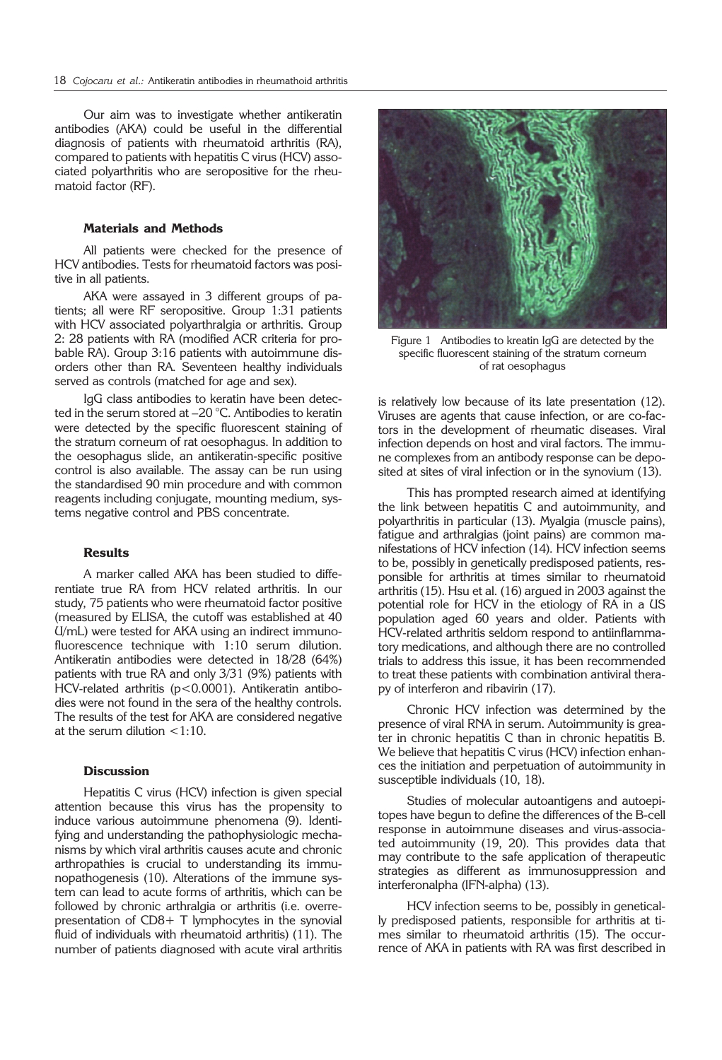Our aim was to investigate whether antikeratin antibodies (AKA) could be useful in the differential diagnosis of patients with rheumatoid arthritis (RA), compared to patients with hepatitis C virus (HCV) associated polyarthritis who are seropositive for the rheumatoid factor (RF).

### Materials and Methods

All patients were checked for the presence of HCV antibodies. Tests for rheumatoid factors was positive in all patients.

AKA were assayed in 3 different groups of patients; all were RF seropositive. Group 1:31 patients with HCV associated polyarthralgia or arthritis. Group 2: 28 patients with RA (modified ACR criteria for probable RA). Group 3:16 patients with autoimmune disorders other than RA. Seventeen healthy individuals served as controls (matched for age and sex).

IgG class antibodies to keratin have been detected in the serum stored at –20 °C. Antibodies to keratin were detected by the specific fluorescent staining of the stratum corneum of rat oesophagus. In addition to the oesophagus slide, an antikeratin-specific positive control is also available. The assay can be run using the standardised 90 min procedure and with common reagents including conjugate, mounting medium, systems negative control and PBS concentrate.

### Results

A marker called AKA has been studied to differentiate true RA from HCV related arthritis. In our study, 75 patients who were rheumatoid factor positive (measured by ELISA, the cutoff was established at 40 U/mL) were tested for AKA using an indirect immunofluorescence technique with 1:10 serum dilution. Antikeratin antibodies were detected in 18/28 (64%) patients with true RA and only 3/31 (9%) patients with HCV-related arthritis ($p<0.0001$). Antikeratin antibodies were not found in the sera of the healthy controls. The results of the test for AKA are considered negative at the serum dilution <1:10.

### Discussion

Hepatitis C virus (HCV) infection is given special attention because this virus has the propensity to induce various autoimmune phenomena (9). Identifying and understanding the pathophysiologic mechanisms by which viral arthritis causes acute and chronic arthropathies is crucial to understanding its immunopathogenesis (10). Alterations of the immune system can lead to acute forms of arthritis, which can be followed by chronic arthralgia or arthritis (i.e. overrepresentation of CD8+ T lymphocytes in the synovial fluid of individuals with rheumatoid arthritis) (11). The number of patients diagnosed with acute viral arthritis is relatively low because of its late presentation (12). Viruses are agents that cause infection, or are co-factors in the development of rheumatic diseases. Viral infection depends on host and viral factors. The immune complexes from an antibody response can be deposited at sites of viral infection or in the synovium (13).

Figure 1 Antibodies to kreatin IgG are detected by the specific fluorescent staining of the stratum corneum of rat oesophagus

This has prompted research aimed at identifying the link between hepatitis C and autoimmunity, and polyarthritis in particular (13). Myalgia (muscle pains), fatigue and arthralgias (joint pains) are common manifestations of HCV infection (14). HCV infection seems to be, possibly in genetically predisposed patients, responsible for arthritis at times similar to rheumatoid arthritis (15). Hsu et al. (16) argued in 2003 against the potential role for HCV in the etiology of RA in a US population aged 60 years and older. Patients with HCV-related arthritis seldom respond to antiinflammatory medications, and although there are no controlled trials to address this issue, it has been recommended to treat these patients with combination antiviral therapy of interferon and ribavirin (17).

Chronic HCV infection was determined by the presence of viral RNA in serum. Autoimmunity is greater in chronic hepatitis C than in chronic hepatitis B. We believe that hepatitis C virus (HCV) infection enhances the initiation and perpetuation of autoimmunity in susceptible individuals (10, 18).

Studies of molecular autoantigens and autoepitopes have begun to define the differences of the B-cell response in autoimmune diseases and virus-associated autoimmunity (19, 20). This provides data that may contribute to the safe application of therapeutic strategies as different as immunosuppression and interferonalpha (IFN-alpha) (13).

HCV infection seems to be, possibly in genetically predisposed patients, responsible for arthritis at times similar to rheumatoid arthritis (15). The occurrence of AKA in patients with RA was first described in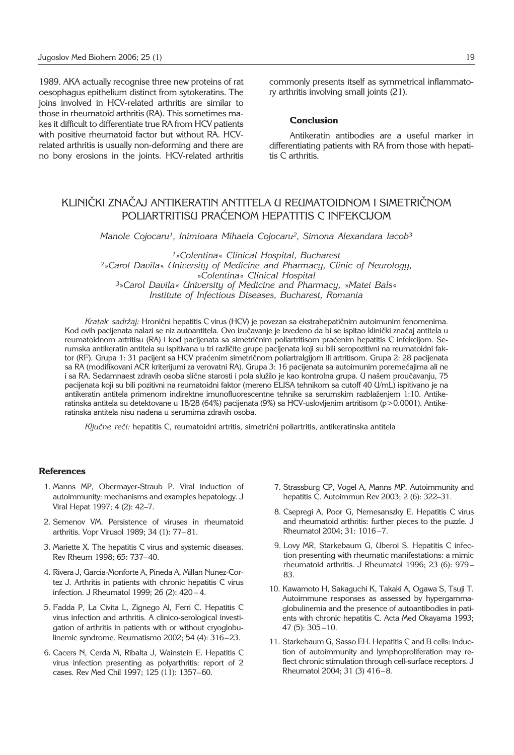1989. AKA actually recognise three new proteins of rat oesophagus epithelium distinct from sytokeratins. The joins involved in HCV-related arthritis are similar to those in rheumatoid arthritis (RA). This sometimes makes it difficult to differentiate true RA from HCV patients with positive rheumatoid factor but without RA. HCV-related arthritis is usually non-deforming and there are no bony erosions in the joints. HCV-related arthritis commonly presents itself as symmetrical inflammatory arthritis involving small joints (21).

### Conclusion

Antikeratin antibodies are a useful marker in differentiating patients with RA from those with hepatitis C arthritis.

## KLINIČKI ZNAČAJ ANTIKERATIN ANTITELA U REUMATOIDNOM I SIMETRIČNOM POLIARTRITISU PRAĆENOM HEPATITIS C INFEKCIJOM

*Manole Cojocaru[1], Inimioara Mihaela Cojocaru[2], Simona Alexandara Iacob[3]*

*[1]»Colentina« Clinical Hospital, Bucharest*
*[2]»Carol Davila« University of Medicine and Pharmacy, Clinic of Neurology, »Colentina« Clinical Hospital*
*[3]»Carol Davila« University of Medicine and Pharmacy, »Matei Bals« Institute of Infectious Diseases, Bucharest, Romania*

*Kratak sadržaj:* Hronični hepatitis C virus (HCV) je povezan sa ekstrahepatičnim autoimunim fenomenima. Kod ovih pacijenata nalazi se niz autoantitela. Ovo izučavanje je izvedeno da bi se ispitao klinički značaj antitela u reumatoidnom artritisu (RA) i kod pacijenata sa simetričnim poliartritisom praćenim hepatitis C infekcijom. Serumska antikeratin antitela su ispitivana u tri različite grupe pacijenata koji su bili seropozitivni na reumatoidni faktor (RF). Grupa 1: 31 pacijent sa HCV praćenim simetričnom poliartralgijom ili artritisom. Grupa 2: 28 pacijenata sa RA (modifikovani ACR kriterijumi za verovatni RA). Grupa 3: 16 pacijenata sa autoimunim poremećajima ali ne i sa RA. Sedamnaest zdravih osoba slične starosti i pola služilo je kao kontrolna grupa. U našem proučavanju, 75 pacijenata koji su bili pozitivni na reumatoidni faktor (mereno ELISA tehnikom sa cutoff 40 U/mL) ispitivano je na antikeratin antitela primenom indirektne imunofluorescentne tehnike sa serumskim razblaženjem 1:10. Antikeratinska antitela su detektovane u 18/28 (64%) pacijenata (9%) sa HCV-uslovljenim artritisom ($p>0.0001$). Antikeratinska antitela nisu nađena u serumima zdravih osoba.

*Ključne reči:* hepatitis C, reumatoidni artritis, simetrični poliartritis, antikeratinska antitela

### References

1. Manns MP, Obermayer-Straub P. Viral induction of autoimmunity: mechanisms and examples hepatology. J Viral Hepat 1997; 4 (2): 42–7.
2. Semenov VM. Persistence of viruses in rheumatoid arthritis. Vopr Virusol 1989; 34 (1): 77–81.
3. Mariette X. The hepatitis C virus and systemic diseases. Rev Rheum 1998; 65: 737–40.
4. Rivera J, Garcia-Monforte A, Pineda A, Millan Nunez-Cortez J. Arthritis in patients with chronic hepatitis C virus infection. J Rheumatol 1999; 26 (2): 420–4.
5. Fadda P, La Civita L, Zignego Al, Ferri C. Hepatitis C virus infection and arthritis. A clinico-serological investigation of arthritis in patients with or without cryoglobulinemic syndrome. Reumatismo 2002; 54 (4): 316–23.
6. Cacers N, Cerda M, Ribalta J, Wainstein E. Hepatitis C virus infection presenting as polyarthritis: report of 2 cases. Rev Med Chil 1997; 125 (11): 1357–60.
7. Strassburg CP, Vogel A, Manns MP. Autoimmunity and hepatitis C. Autoimmun Rev 2003; 2 (6): 322–31.
8. Csepregi A, Poor G, Nemesanszky E. Hepatitis C virus and rheumatoid arthritis: further pieces to the puzzle. J Rheumatol 2004; 31: 1016–7.
9. Lovy MR, Starkebaum G, Uberoi S. Hepatitis C infection presenting with rheumatic manifestations: a mimic rheumatoid arthritis. J Rheumatol 1996; 23 (6): 979–83.
10. Kawamoto H, Sakaguchi K, Takaki A, Ogawa S, Tsuji T. Autoimmune responses as assessed by hypergammaglobulinemia and the presence of autoantibodies in patients with chronic hepatitis C. Acta Med Okayama 1993; 47 (5): 305–10.
11. Starkebaum G, Sasso EH. Hepatitis C and B cells: induction of autoimmunity and lymphoproliferation may reflect chronic stimulation through cell-surface receptors. J Rheumatol 2004; 31 (3) 416–8.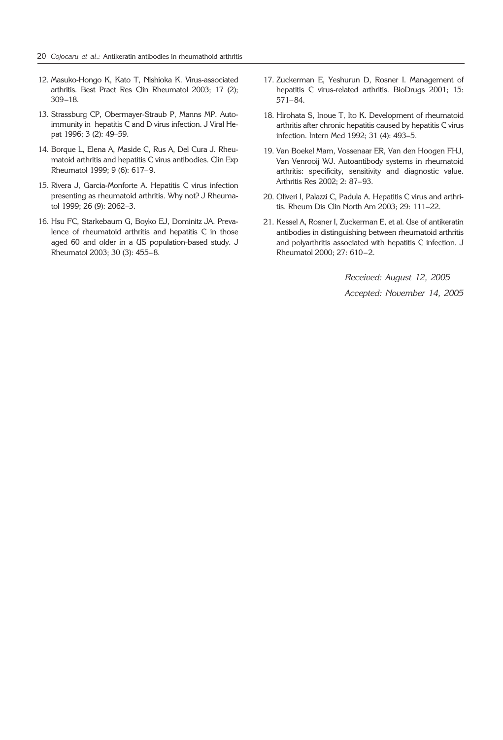12. Masuko-Hongo K, Kato T, Nishioka K. Virus-associated arthritis. Best Pract Res Clin Rheumatol 2003; 17 (2); 309–18.

13. Strassburg CP, Obermayer-Straub P, Manns MP. Autoimmunity in hepatitis C and D virus infection. J Viral Hepat 1996; 3 (2): 49–59.

14. Borque L, Elena A, Maside C, Rus A, Del Cura J. Rheumatoid arthritis and hepatitis C virus antibodies. Clin Exp Rheumatol 1999; 9 (6): 617–9.

15. Rivera J, Garcia-Monforte A. Hepatitis C virus infection presenting as rheumatoid arthritis. Why not? J Rheumatol 1999; 26 (9): 2062–3.

16. Hsu FC, Starkebaum G, Boyko EJ, Dominitz JA. Prevalence of rheumatoid arthritis and hepatitis C in those aged 60 and older in a US population-based study. J Rheumatol 2003; 30 (3): 455–8.

17. Zuckerman E, Yeshurun D, Rosner I. Management of hepatitis C virus-related arthritis. BioDrugs 2001; 15: 571–84.

18. Hirohata S, Inoue T, Ito K. Development of rheumatoid arthritis after chronic hepatitis caused by hepatitis C virus infection. Intern Med 1992; 31 (4): 493–5.

19. Van Boekel Mam, Vossenaar ER, Van den Hoogen FHJ, Van Venrooij WJ. Autoantibody systems in rheumatoid arthritis: specificity, sensitivity and diagnostic value. Arthritis Res 2002; 2: 87–93.

20. Oliveri I, Palazzi C, Padula A. Hepatitis C virus and arthritis. Rheum Dis Clin North Am 2003; 29: 111–22.

21. Kessel A, Rosner I, Zuckerman E, et al. Use of antikeratin antibodies in distinguishing between rheumatoid arthritis and polyarthritis associated with hepatitis C infection. J Rheumatol 2000; 27: 610–2.

*Received: August 12, 2005*

*Accepted: November 14, 2005*